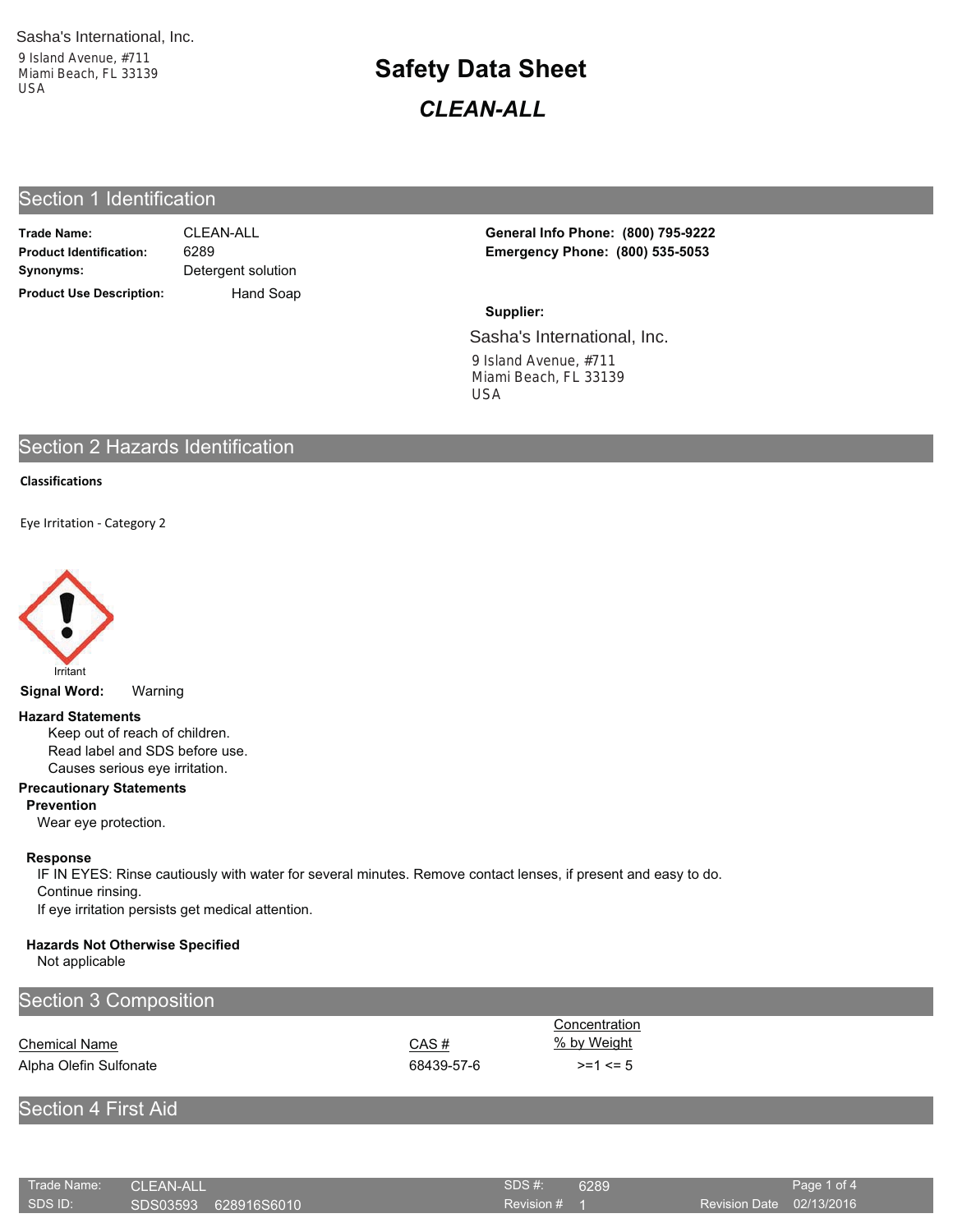Sasha's International, Inc.
9 Island Avenue, #711
Miami Beach, FL 33139
USA

# Safety Data Sheet

## *CLEAN-ALL*

## Section 1 Identification

**Trade Name:** CLEAN-ALL
**Product Identification:** 6289
**Synonyms:** Detergent solution
**Product Use Description:** Hand Soap

**General Info Phone: (800) 795-9222**
**Emergency Phone: (800) 535-5053**

**Supplier:**

Sasha's International, Inc.
9 Island Avenue, #711
Miami Beach, FL 33139
USA

## Section 2 Hazards Identification

**Classifications**

Eye Irritation - Category 2

Irritant

**Signal Word:** Warning

**Hazard Statements**

Keep out of reach of children.
Read label and SDS before use.
Causes serious eye irritation.

**Precautionary Statements**

**Prevention**

Wear eye protection.

**Response**

IF IN EYES: Rinse cautiously with water for several minutes. Remove contact lenses, if present and easy to do. Continue rinsing.
If eye irritation persists get medical attention.

**Hazards Not Otherwise Specified**

Not applicable

## Section 3 Composition

| Chemical Name | CAS # | Concentration % by Weight |
|---|---|---|
| Alpha Olefin Sulfonate | 68439-57-6 | >=1 <= 5 |

## Section 4 First Aid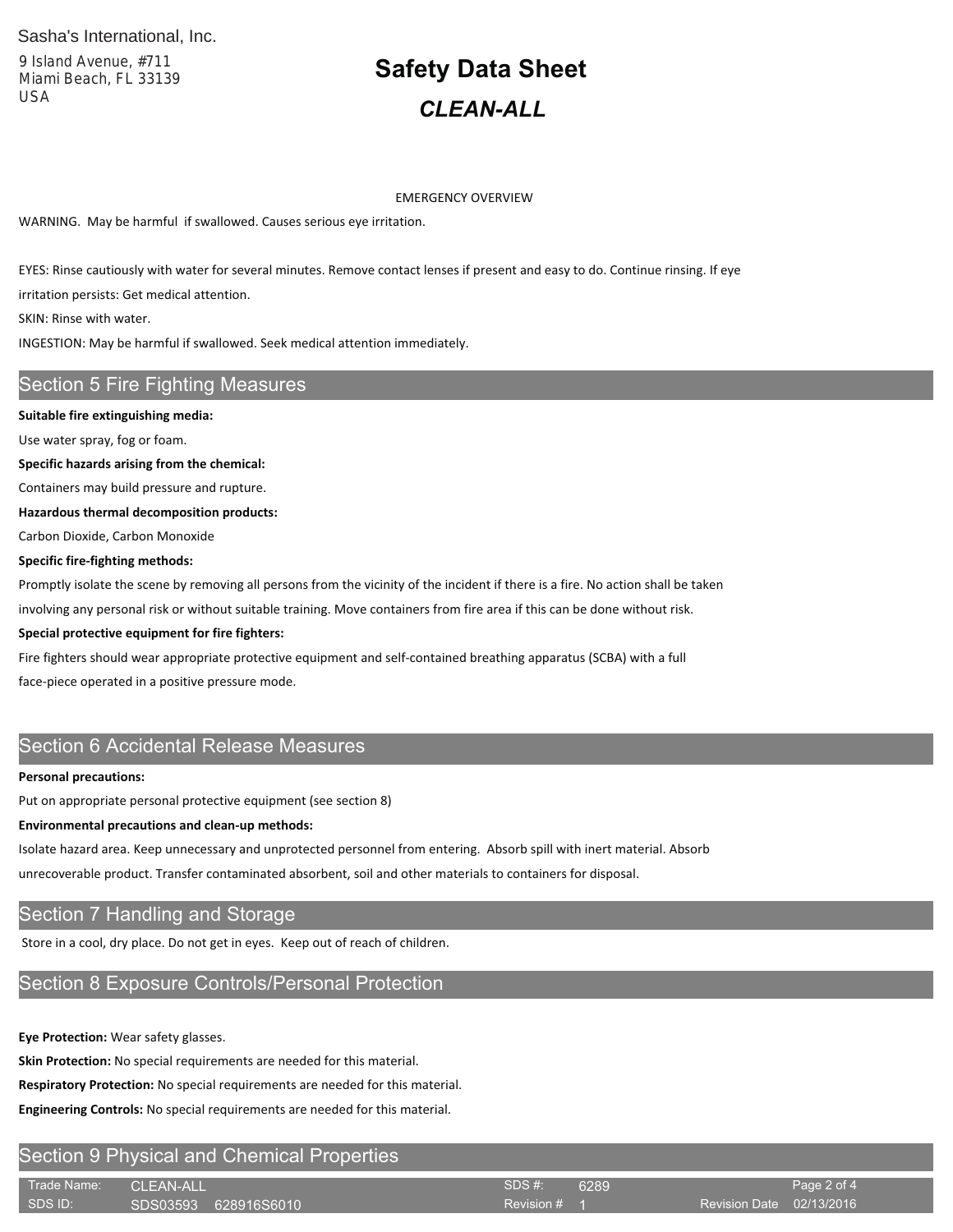Sasha's International, Inc.

9 Island Avenue, #711
Miami Beach, FL 33139
USA

# Safety Data Sheet

## *CLEAN-ALL*

EMERGENCY OVERVIEW

WARNING. May be harmful if swallowed. Causes serious eye irritation.

EYES: Rinse cautiously with water for several minutes. Remove contact lenses if present and easy to do. Continue rinsing. If eye irritation persists: Get medical attention.

SKIN: Rinse with water.

INGESTION: May be harmful if swallowed. Seek medical attention immediately.

## Section 5 Fire Fighting Measures

**Suitable fire extinguishing media:**

Use water spray, fog or foam.

**Specific hazards arising from the chemical:**

Containers may build pressure and rupture.

**Hazardous thermal decomposition products:**

Carbon Dioxide, Carbon Monoxide

**Specific fire-fighting methods:**

Promptly isolate the scene by removing all persons from the vicinity of the incident if there is a fire. No action shall be taken involving any personal risk or without suitable training. Move containers from fire area if this can be done without risk.

**Special protective equipment for fire fighters:**

Fire fighters should wear appropriate protective equipment and self-contained breathing apparatus (SCBA) with a full face-piece operated in a positive pressure mode.

## Section 6 Accidental Release Measures

**Personal precautions:**

Put on appropriate personal protective equipment (see section 8)

**Environmental precautions and clean-up methods:**

Isolate hazard area. Keep unnecessary and unprotected personnel from entering. Absorb spill with inert material. Absorb unrecoverable product. Transfer contaminated absorbent, soil and other materials to containers for disposal.

## Section 7 Handling and Storage

Store in a cool, dry place. Do not get in eyes. Keep out of reach of children.

## Section 8 Exposure Controls/Personal Protection

**Eye Protection:** Wear safety glasses.

**Skin Protection:** No special requirements are needed for this material.

**Respiratory Protection:** No special requirements are needed for this material.

**Engineering Controls:** No special requirements are needed for this material.

## Section 9 Physical and Chemical Properties

| Trade Name: | CLEAN-ALL | SDS #: | 6289 | | |
|---|---|---|---|---|---|
| SDS ID: | SDS03593 628916S6010 | Revision # | 1 | Revision Date | 02/13/2016 |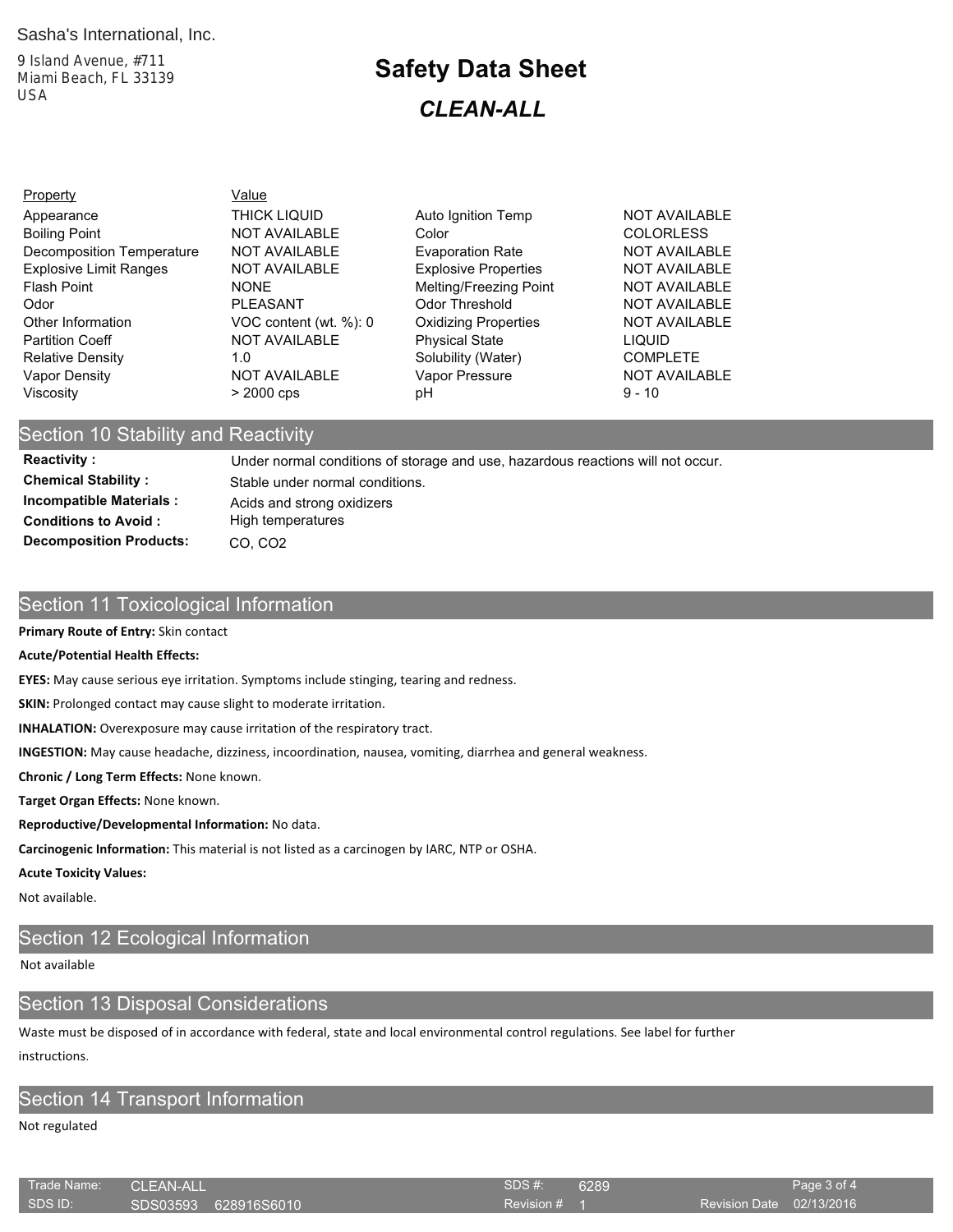Sasha's International, Inc.

9 Island Avenue, #711
Miami Beach, FL 33139
USA

# Safety Data Sheet

## *CLEAN-ALL*

| Property | Value | | |
|---|---|---|---|
| Appearance | THICK LIQUID | Auto Ignition Temp | NOT AVAILABLE |
| Boiling Point | NOT AVAILABLE | Color | COLORLESS |
| Decomposition Temperature | NOT AVAILABLE | Evaporation Rate | NOT AVAILABLE |
| Explosive Limit Ranges | NOT AVAILABLE | Explosive Properties | NOT AVAILABLE |
| Flash Point | NONE | Melting/Freezing Point | NOT AVAILABLE |
| Odor | PLEASANT | Odor Threshold | NOT AVAILABLE |
| Other Information | VOC content (wt. %): 0 | Oxidizing Properties | NOT AVAILABLE |
| Partition Coeff | NOT AVAILABLE | Physical State | LIQUID |
| Relative Density | 1.0 | Solubility (Water) | COMPLETE |
| Vapor Density | NOT AVAILABLE | Vapor Pressure | NOT AVAILABLE |
| Viscosity | > 2000 cps | pH | 9 - 10 |

## Section 10 Stability and Reactivity

**Reactivity :** Under normal conditions of storage and use, hazardous reactions will not occur.

**Chemical Stability :** Stable under normal conditions.

**Incompatible Materials :** Acids and strong oxidizers

**Conditions to Avoid :** High temperatures

**Decomposition Products:** $CO$, $CO_2$

## Section 11 Toxicological Information

**Primary Route of Entry:** Skin contact

**Acute/Potential Health Effects:**

**EYES:** May cause serious eye irritation. Symptoms include stinging, tearing and redness.

**SKIN:** Prolonged contact may cause slight to moderate irritation.

**INHALATION:** Overexposure may cause irritation of the respiratory tract.

**INGESTION:** May cause headache, dizziness, incoordination, nausea, vomiting, diarrhea and general weakness.

**Chronic / Long Term Effects:** None known.

**Target Organ Effects:** None known.

**Reproductive/Developmental Information:** No data.

**Carcinogenic Information:** This material is not listed as a carcinogen by IARC, NTP or OSHA.

**Acute Toxicity Values:**

Not available.

## Section 12 Ecological Information

Not available

## Section 13 Disposal Considerations

Waste must be disposed of in accordance with federal, state and local environmental control regulations. See label for further instructions.

## Section 14 Transport Information

Not regulated

| Trade Name: | CLEAN-ALL | SDS #: | 6289 | | |
|---|---|---|---|---|---|
| SDS ID: | SDS03593 628916S6010 | Revision # | 1 | Revision Date | 02/13/2016 |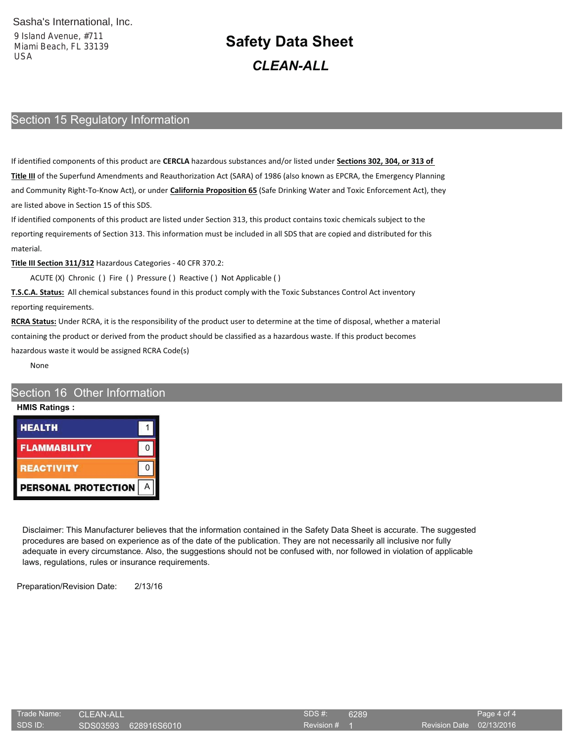Sasha's International, Inc.
9 Island Avenue, #711
Miami Beach, FL 33139
USA

# Safety Data Sheet

## *CLEAN-ALL*

## Section 15 Regulatory Information

If identified components of this product are **CERCLA** hazardous substances and/or listed under **Sections 302, 304, or 313 of Title III** of the Superfund Amendments and Reauthorization Act (SARA) of 1986 (also known as EPCRA, the Emergency Planning and Community Right-To-Know Act), or under **California Proposition 65** (Safe Drinking Water and Toxic Enforcement Act), they are listed above in Section 15 of this SDS.

If identified components of this product are listed under Section 313, this product contains toxic chemicals subject to the reporting requirements of Section 313. This information must be included in all SDS that are copied and distributed for this material.

**Title III Section 311/312** Hazardous Categories - 40 CFR 370.2:

ACUTE (X) Chronic ( ) Fire ( ) Pressure ( ) Reactive ( ) Not Applicable ( )

**T.S.C.A. Status:** All chemical substances found in this product comply with the Toxic Substances Control Act inventory reporting requirements.

**RCRA Status:** Under RCRA, it is the responsibility of the product user to determine at the time of disposal, whether a material containing the product or derived from the product should be classified as a hazardous waste. If this product becomes hazardous waste it would be assigned RCRA Code(s)

None

## Section 16 Other Information

**HMIS Ratings :**

| | |
|---|---|
| HEALTH | 1 |
| FLAMMABILITY | 0 |
| REACTIVITY | 0 |
| PERSONAL PROTECTION | A |

Disclaimer: This Manufacturer believes that the information contained in the Safety Data Sheet is accurate. The suggested procedures are based on experience as of the date of the publication. They are not necessarily all inclusive nor fully adequate in every circumstance. Also, the suggestions should not be confused with, nor followed in violation of applicable laws, regulations, rules or insurance requirements.

Preparation/Revision Date: 2/13/16